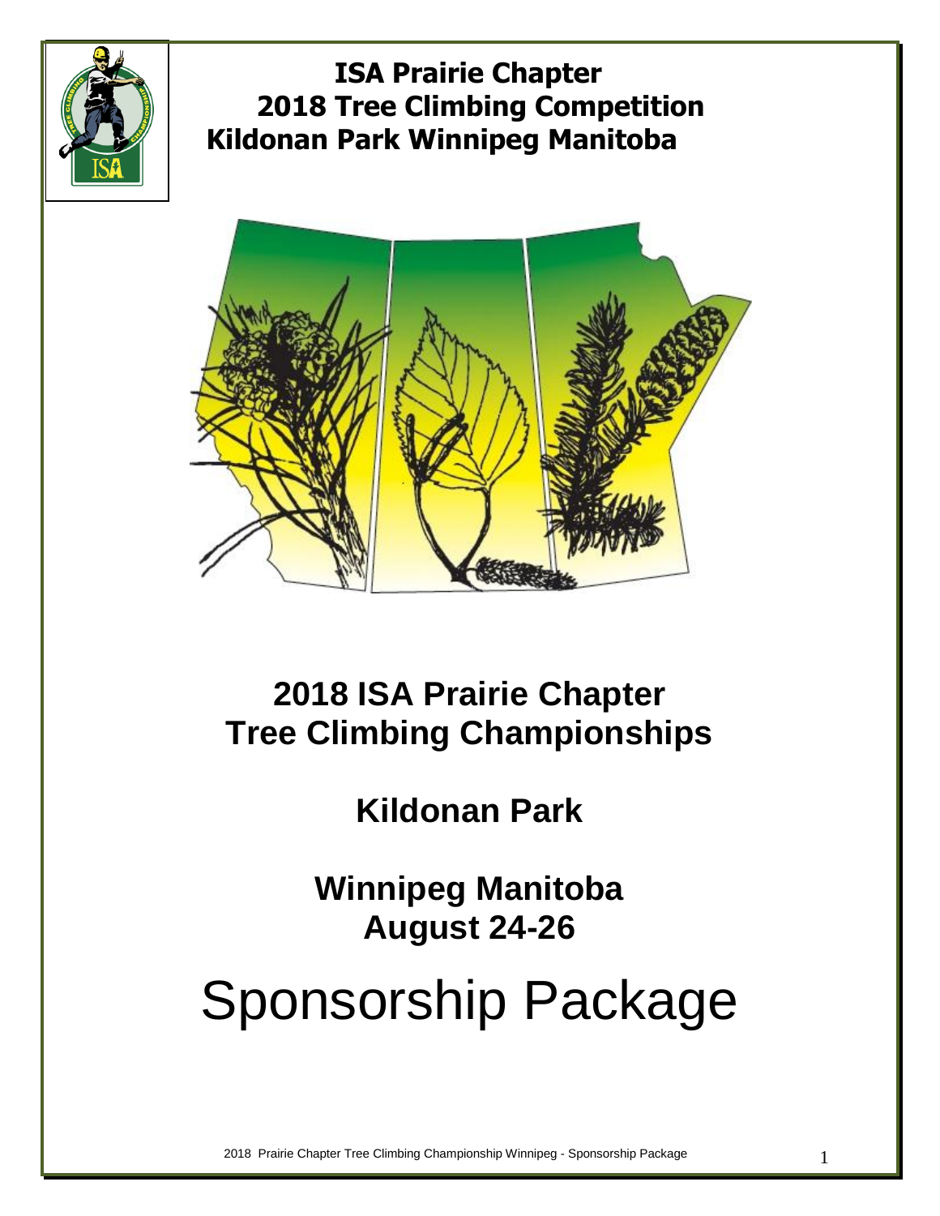# ISA Prairie Chapter
# 2018 Tree Climbing Competition
# Kildonan Park Winnipeg Manitoba

## 2018 ISA Prairie Chapter
## Tree Climbing Championships

## Kildonan Park

## Winnipeg Manitoba
## August 24-26

# Sponsorship Package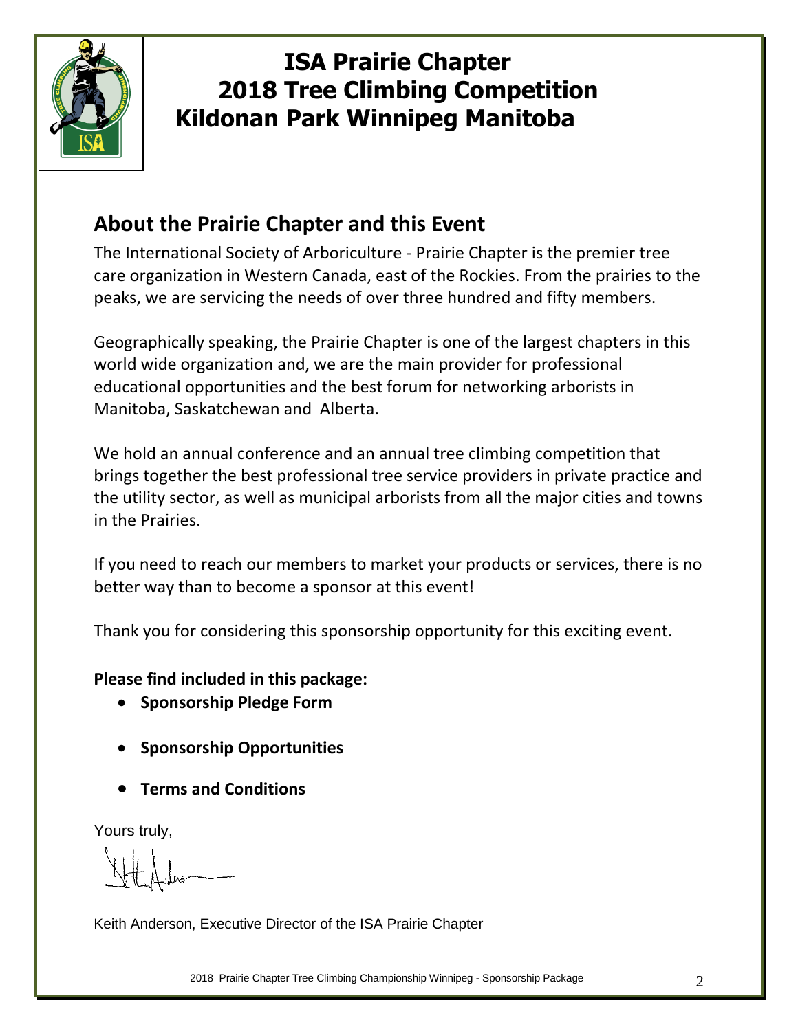# ISA Prairie Chapter
# 2018 Tree Climbing Competition
# Kildonan Park Winnipeg Manitoba

## About the Prairie Chapter and this Event

The International Society of Arboriculture - Prairie Chapter is the premier tree care organization in Western Canada, east of the Rockies. From the prairies to the peaks, we are servicing the needs of over three hundred and fifty members.

Geographically speaking, the Prairie Chapter is one of the largest chapters in this world wide organization and, we are the main provider for professional educational opportunities and the best forum for networking arborists in Manitoba, Saskatchewan and Alberta.

We hold an annual conference and an annual tree climbing competition that brings together the best professional tree service providers in private practice and the utility sector, as well as municipal arborists from all the major cities and towns in the Prairies.

If you need to reach our members to market your products or services, there is no better way than to become a sponsor at this event!

Thank you for considering this sponsorship opportunity for this exciting event.

**Please find included in this package:**

- **Sponsorship Pledge Form**
- **Sponsorship Opportunities**
- **Terms and Conditions**

Yours truly,

Keith Anderson, Executive Director of the ISA Prairie Chapter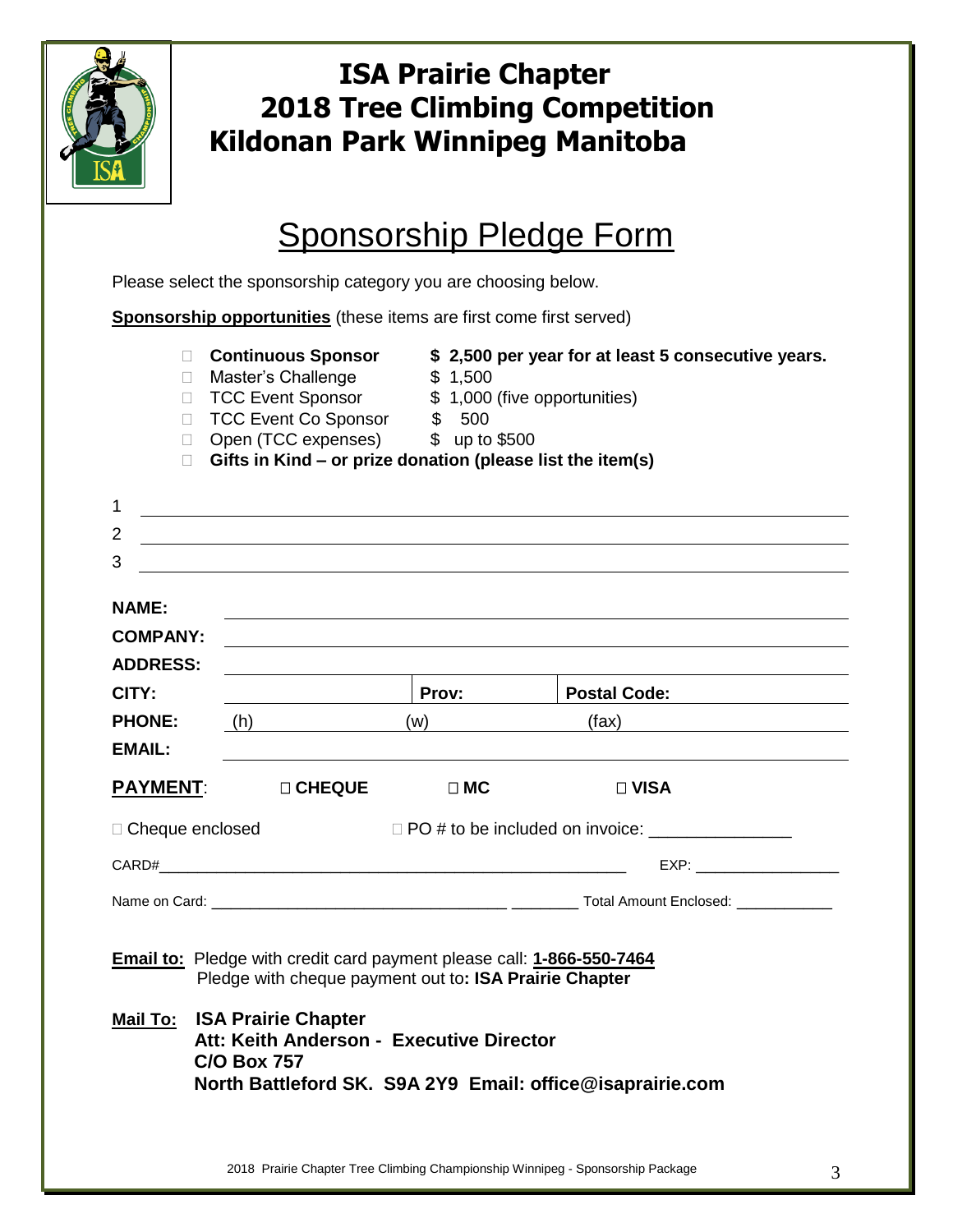# ISA Prairie Chapter
# 2018 Tree Climbing Competition
# Kildonan Park Winnipeg Manitoba

## Sponsorship Pledge Form

Please select the sponsorship category you are choosing below.

**Sponsorship opportunities** (these items are first come first served)

- ☐ **Continuous Sponsor** — **$ 2,500 per year for at least 5 consecutive years.**
- ☐ Master's Challenge — $ 1,500
- ☐ TCC Event Sponsor — $ 1,000 (five opportunities)
- ☐ TCC Event Co Sponsor — $ 500
- ☐ Open (TCC expenses) — $ up to $500
- ☐ **Gifts in Kind – or prize donation (please list the item(s)**

1 ______________________________

2 ______________________________

3 ______________________________

**NAME:** ______________________________

**COMPANY:** ______________________________

**ADDRESS:** ______________________________

**CITY:** ____________ **Prov:** ____________ **Postal Code:** ____________

**PHONE:** (h) ____________ (w) ____________ (fax) ____________

**EMAIL:** ______________________________

**PAYMENT**: ☐ **CHEQUE** ☐ **MC** ☐ **VISA**

☐ Cheque enclosed ☐ PO # to be included on invoice: _______________

CARD#______________________________ EXP: _________________

Name on Card: ______________________________ Total Amount Enclosed: ____________

**Email to:** Pledge with credit card payment please call: **1-866-550-7464**
Pledge with cheque payment out to**: ISA Prairie Chapter**

**Mail To:** **ISA Prairie Chapter**
**Att: Keith Anderson - Executive Director**
**C/O Box 757**
**North Battleford SK. S9A 2Y9 Email: office@isaprairie.com**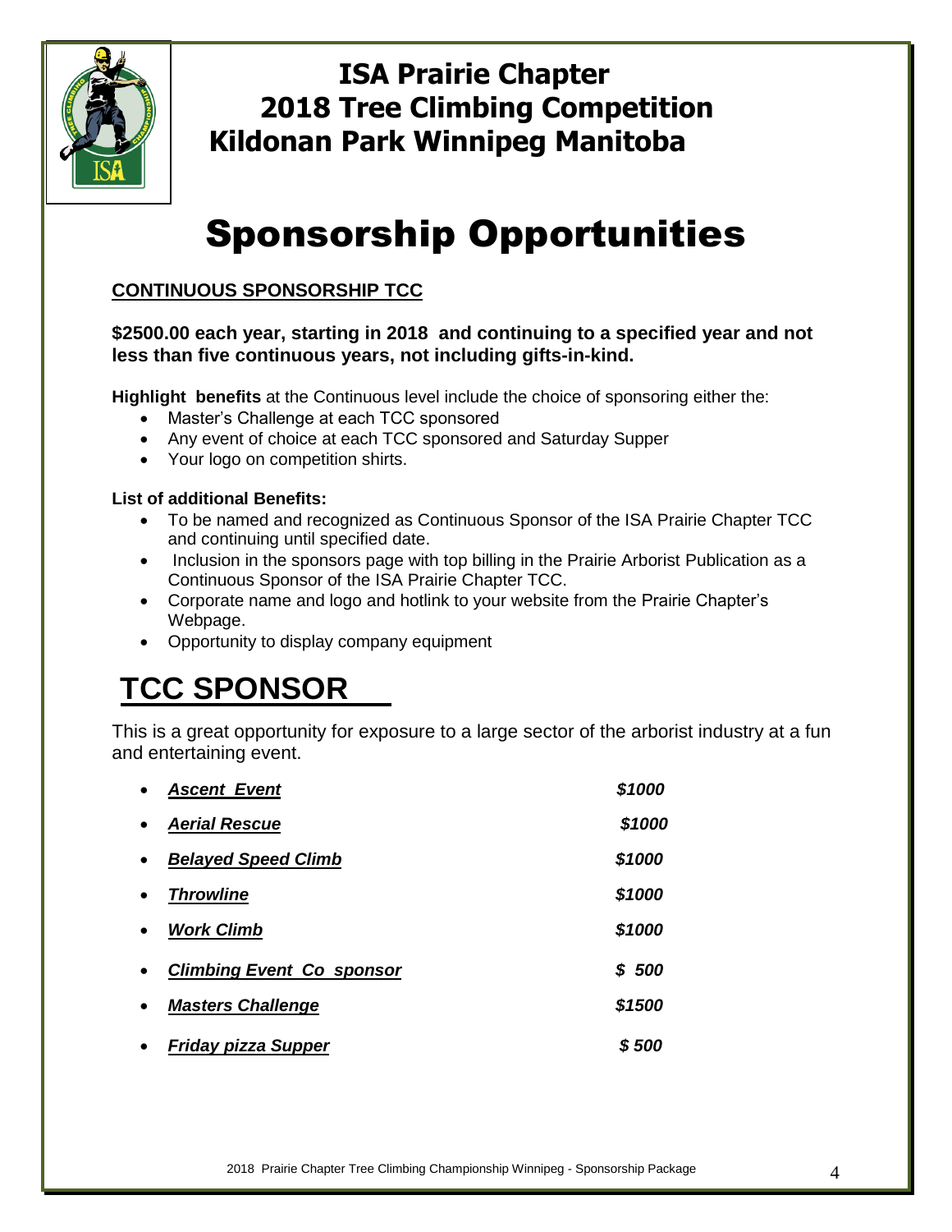# ISA Prairie Chapter
# 2018 Tree Climbing Competition
# Kildonan Park Winnipeg Manitoba

# Sponsorship Opportunities

**CONTINUOUS SPONSORSHIP TCC**

**$2500.00 each year, starting in 2018 and continuing to a specified year and not less than five continuous years, not including gifts-in-kind.**

**Highlight benefits** at the Continuous level include the choice of sponsoring either the:

- Master's Challenge at each TCC sponsored
- Any event of choice at each TCC sponsored and Saturday Supper
- Your logo on competition shirts.

**List of additional Benefits:**

- To be named and recognized as Continuous Sponsor of the ISA Prairie Chapter TCC and continuing until specified date.
- Inclusion in the sponsors page with top billing in the Prairie Arborist Publication as a Continuous Sponsor of the ISA Prairie Chapter TCC.
- Corporate name and logo and hotlink to your website from the Prairie Chapter's Webpage.
- Opportunity to display company equipment

## TCC SPONSOR

This is a great opportunity for exposure to a large sector of the arborist industry at a fun and entertaining event.

- ***Ascent Event*** — ***$1000***
- ***Aerial Rescue*** — ***$1000***
- ***Belayed Speed Climb*** — ***$1000***
- ***Throwline*** — ***$1000***
- ***Work Climb*** — ***$1000***
- ***Climbing Event Co sponsor*** — ***$ 500***
- ***Masters Challenge*** — ***$1500***
- ***Friday pizza Supper*** — ***$ 500***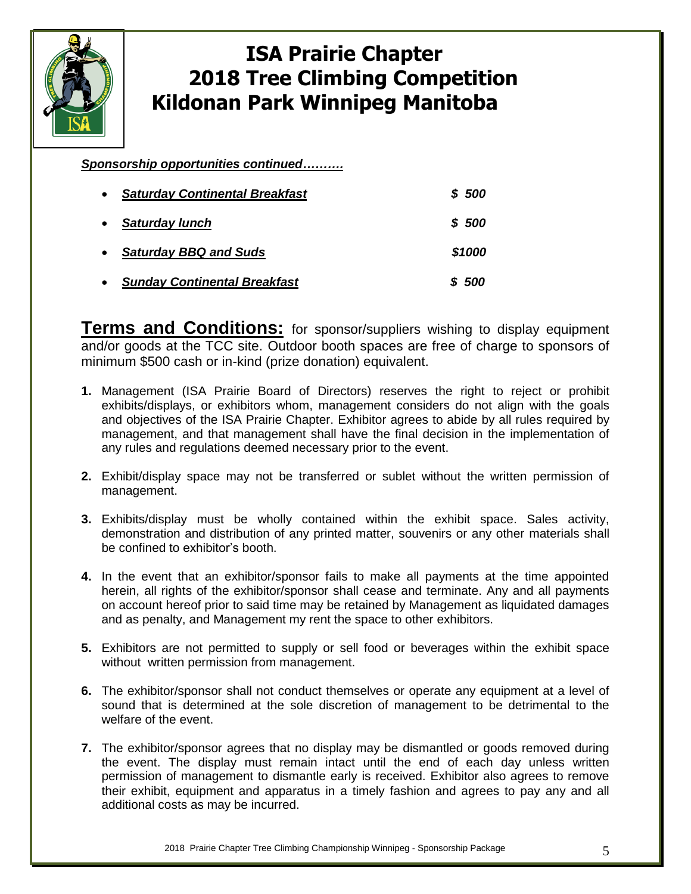# ISA Prairie Chapter
# 2018 Tree Climbing Competition
# Kildonan Park Winnipeg Manitoba

***Sponsorship opportunities continued……….***

- ***Saturday Continental Breakfast*** — ***$ 500***
- ***Saturday lunch*** — ***$ 500***
- ***Saturday BBQ and Suds*** — ***$1000***
- ***Sunday Continental Breakfast*** — ***$ 500***

**Terms and Conditions:** for sponsor/suppliers wishing to display equipment and/or goods at the TCC site. Outdoor booth spaces are free of charge to sponsors of minimum $500 cash or in-kind (prize donation) equivalent.

1. Management (ISA Prairie Board of Directors) reserves the right to reject or prohibit exhibits/displays, or exhibitors whom, management considers do not align with the goals and objectives of the ISA Prairie Chapter. Exhibitor agrees to abide by all rules required by management, and that management shall have the final decision in the implementation of any rules and regulations deemed necessary prior to the event.

2. Exhibit/display space may not be transferred or sublet without the written permission of management.

3. Exhibits/display must be wholly contained within the exhibit space. Sales activity, demonstration and distribution of any printed matter, souvenirs or any other materials shall be confined to exhibitor's booth.

4. In the event that an exhibitor/sponsor fails to make all payments at the time appointed herein, all rights of the exhibitor/sponsor shall cease and terminate. Any and all payments on account hereof prior to said time may be retained by Management as liquidated damages and as penalty, and Management my rent the space to other exhibitors.

5. Exhibitors are not permitted to supply or sell food or beverages within the exhibit space without written permission from management.

6. The exhibitor/sponsor shall not conduct themselves or operate any equipment at a level of sound that is determined at the sole discretion of management to be detrimental to the welfare of the event.

7. The exhibitor/sponsor agrees that no display may be dismantled or goods removed during the event. The display must remain intact until the end of each day unless written permission of management to dismantle early is received. Exhibitor also agrees to remove their exhibit, equipment and apparatus in a timely fashion and agrees to pay any and all additional costs as may be incurred.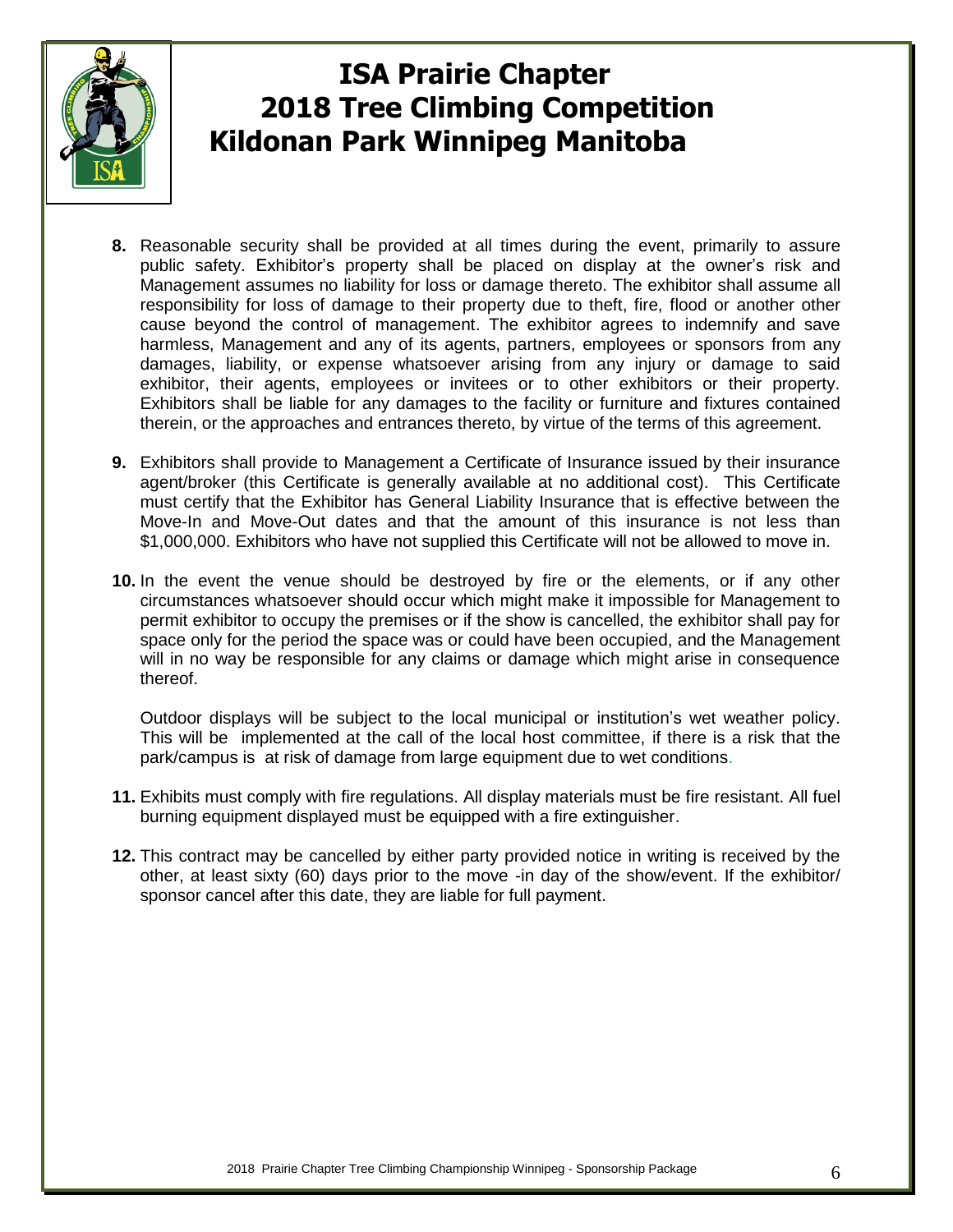# ISA Prairie Chapter
# 2018 Tree Climbing Competition
# Kildonan Park Winnipeg Manitoba

**8.** Reasonable security shall be provided at all times during the event, primarily to assure public safety. Exhibitor's property shall be placed on display at the owner's risk and Management assumes no liability for loss or damage thereto. The exhibitor shall assume all responsibility for loss of damage to their property due to theft, fire, flood or another other cause beyond the control of management. The exhibitor agrees to indemnify and save harmless, Management and any of its agents, partners, employees or sponsors from any damages, liability, or expense whatsoever arising from any injury or damage to said exhibitor, their agents, employees or invitees or to other exhibitors or their property. Exhibitors shall be liable for any damages to the facility or furniture and fixtures contained therein, or the approaches and entrances thereto, by virtue of the terms of this agreement.

**9.** Exhibitors shall provide to Management a Certificate of Insurance issued by their insurance agent/broker (this Certificate is generally available at no additional cost). This Certificate must certify that the Exhibitor has General Liability Insurance that is effective between the Move-In and Move-Out dates and that the amount of this insurance is not less than $1,000,000. Exhibitors who have not supplied this Certificate will not be allowed to move in.

**10.** In the event the venue should be destroyed by fire or the elements, or if any other circumstances whatsoever should occur which might make it impossible for Management to permit exhibitor to occupy the premises or if the show is cancelled, the exhibitor shall pay for space only for the period the space was or could have been occupied, and the Management will in no way be responsible for any claims or damage which might arise in consequence thereof.

Outdoor displays will be subject to the local municipal or institution's wet weather policy. This will be implemented at the call of the local host committee, if there is a risk that the park/campus is at risk of damage from large equipment due to wet conditions.

**11.** Exhibits must comply with fire regulations. All display materials must be fire resistant. All fuel burning equipment displayed must be equipped with a fire extinguisher.

**12.** This contract may be cancelled by either party provided notice in writing is received by the other, at least sixty (60) days prior to the move -in day of the show/event. If the exhibitor/ sponsor cancel after this date, they are liable for full payment.